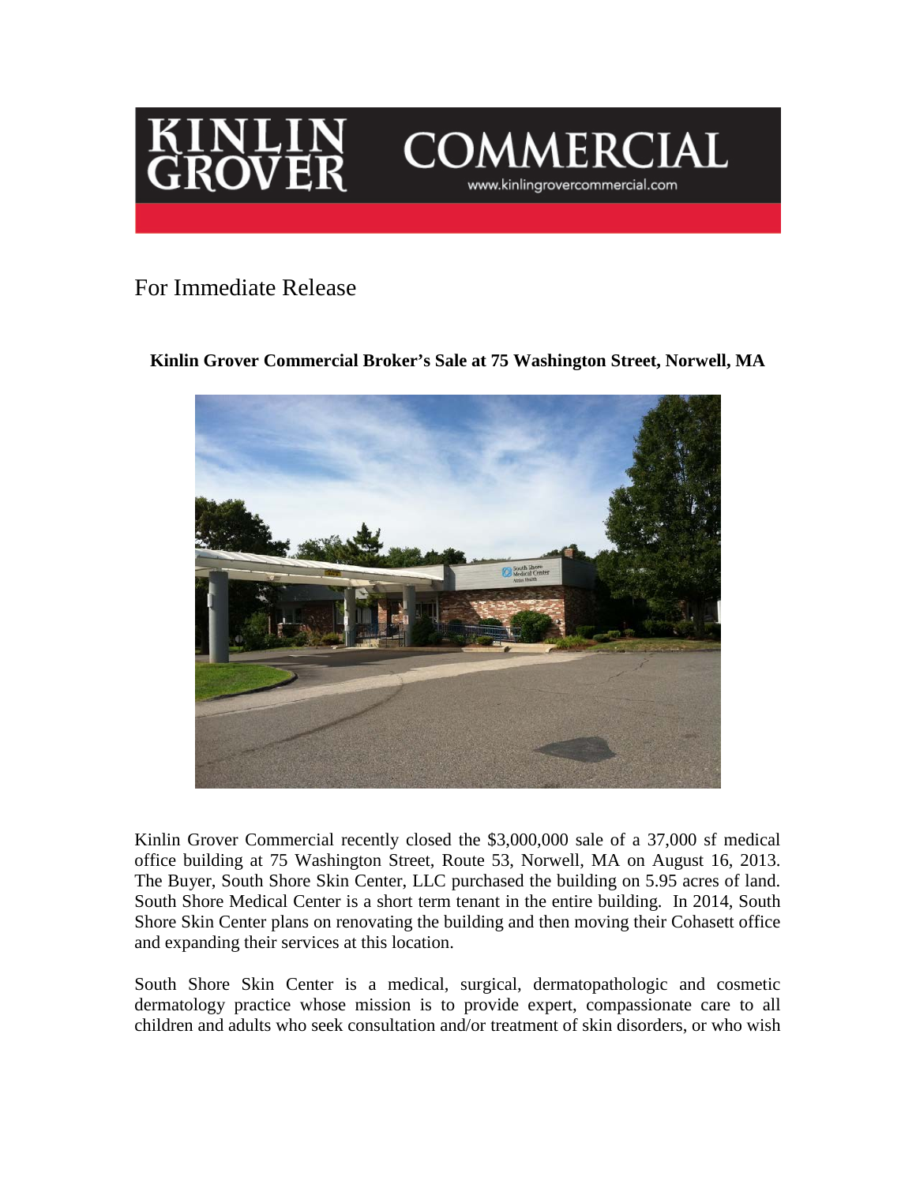KINLIN GROVER COMMERCIAL

www.kinlingrovercommercial.com

For Immediate Release

**Kinlin Grover Commercial Broker's Sale at 75 Washington Street, Norwell, MA**

Kinlin Grover Commercial recently closed the $3,000,000 sale of a 37,000 sf medical office building at 75 Washington Street, Route 53, Norwell, MA on August 16, 2013. The Buyer, South Shore Skin Center, LLC purchased the building on 5.95 acres of land. South Shore Medical Center is a short term tenant in the entire building. In 2014, South Shore Skin Center plans on renovating the building and then moving their Cohasett office and expanding their services at this location.

South Shore Skin Center is a medical, surgical, dermatopathologic and cosmetic dermatology practice whose mission is to provide expert, compassionate care to all children and adults who seek consultation and/or treatment of skin disorders, or who wish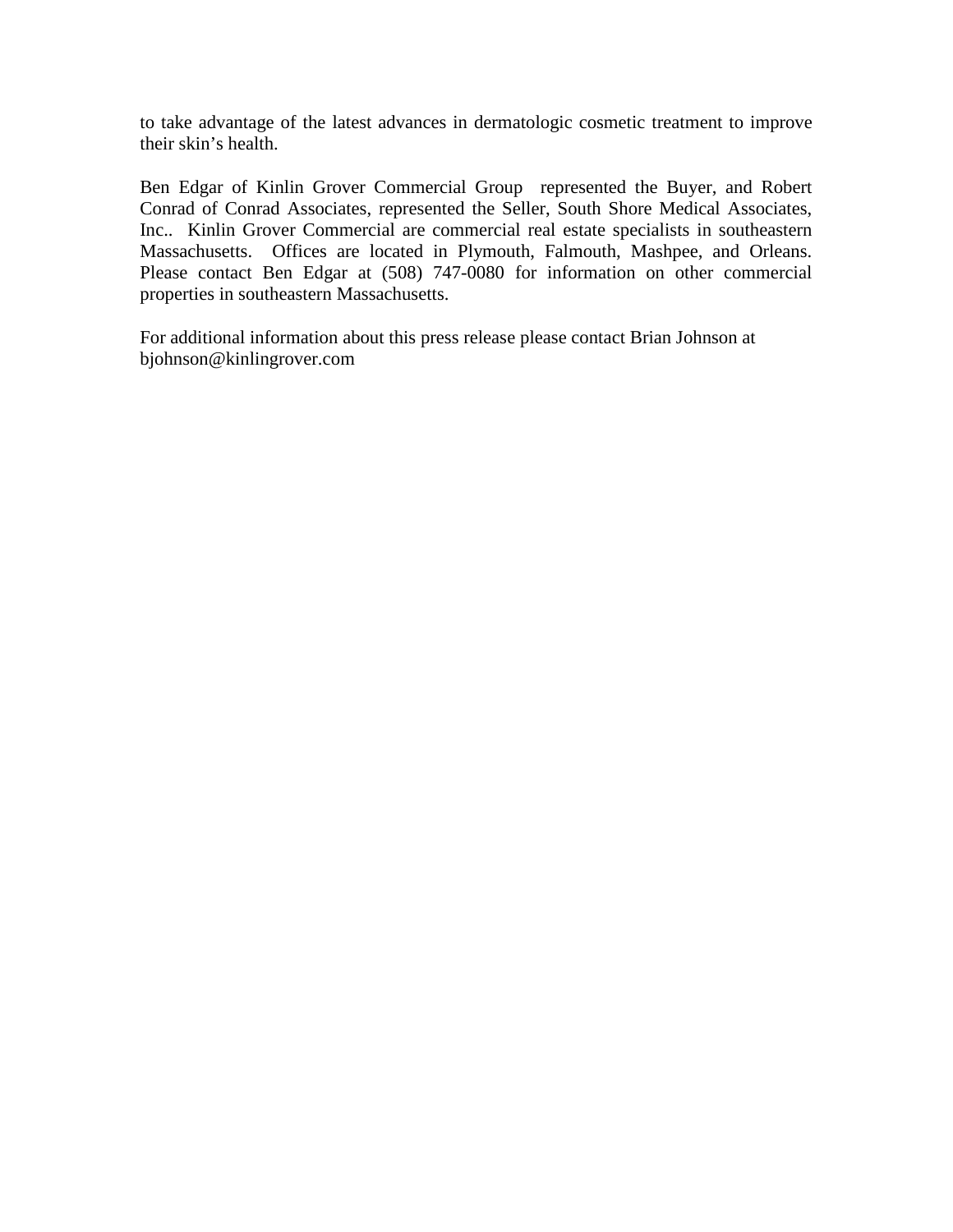to take advantage of the latest advances in dermatologic cosmetic treatment to improve their skin's health.

Ben Edgar of Kinlin Grover Commercial Group represented the Buyer, and Robert Conrad of Conrad Associates, represented the Seller, South Shore Medical Associates, Inc.. Kinlin Grover Commercial are commercial real estate specialists in southeastern Massachusetts. Offices are located in Plymouth, Falmouth, Mashpee, and Orleans. Please contact Ben Edgar at (508) 747-0080 for information on other commercial properties in southeastern Massachusetts.

For additional information about this press release please contact Brian Johnson at bjohnson@kinlingrover.com